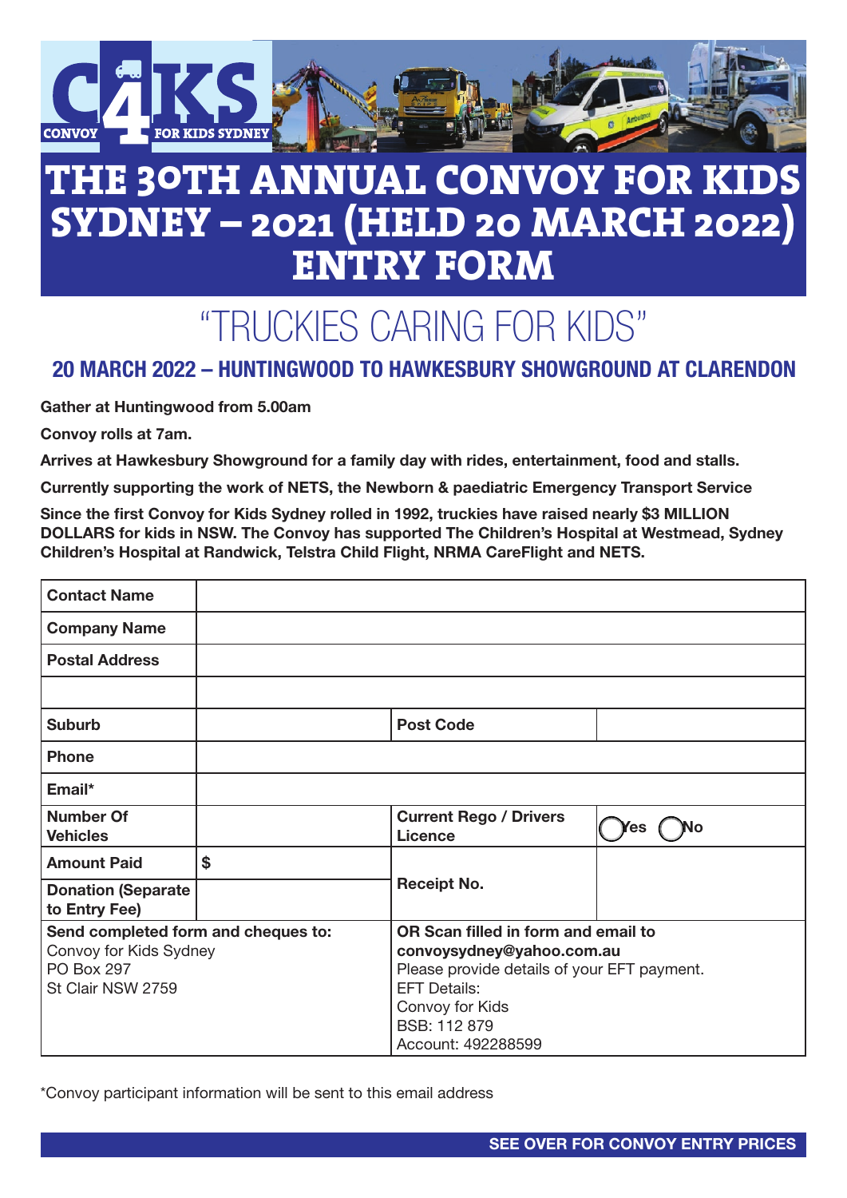# THE 30TH ANNUAL CONVOY FOR KIDS SYDNEY – 2021 (HELD 20 MARCH 2022) ENTRY FORM

## "TRUCKIES CARING FOR KIDS"

### 20 MARCH 2022 – HUNTINGWOOD TO HAWKESBURY SHOWGROUND AT CLARENDON

**Gather at Huntingwood from 5.00am**

**Convoy rolls at 7am.**

**Arrives at Hawkesbury Showground for a family day with rides, entertainment, food and stalls.**

**Currently supporting the work of NETS, the Newborn & paediatric Emergency Transport Service**

**Since the first Convoy for Kids Sydney rolled in 1992, truckies have raised nearly $3 MILLION DOLLARS for kids in NSW. The Convoy has supported The Children's Hospital at Westmead, Sydney Children's Hospital at Randwick, Telstra Child Flight, NRMA CareFlight and NETS.**

| | | | |
|---|---|---|---|
| **Contact Name** | | | |
| **Company Name** | | | |
| **Postal Address** | | | |
| | | | |
| **Suburb** | | **Post Code** | |
| **Phone** | | | |
| **Email*** | | | |
| **Number Of Vehicles** | | **Current Rego / Drivers Licence** | ◯ Yes ◯ No |
| **Amount Paid** | $ | **Receipt No.** | |
| **Donation (Separate to Entry Fee)** | | | |
| **Send completed form and cheques to:** Convoy for Kids Sydney PO Box 297 St Clair NSW 2759 | | **OR Scan filled in form and email to convoysydney@yahoo.com.au** Please provide details of your EFT payment. EFT Details: Convoy for Kids BSB: 112 879 Account: 492288599 | |

*Convoy participant information will be sent to this email address

**SEE OVER FOR CONVOY ENTRY PRICES**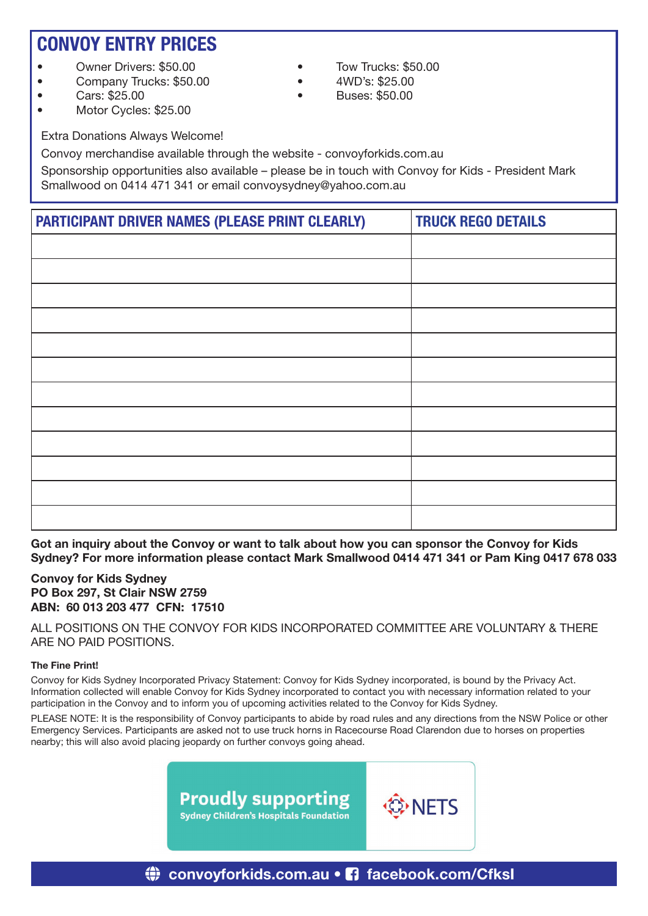## CONVOY ENTRY PRICES

- Owner Drivers: $50.00
- Company Trucks: $50.00
- Cars: $25.00
- Motor Cycles: $25.00
- Tow Trucks: $50.00
- 4WD's: $25.00
- Buses: $50.00

Extra Donations Always Welcome!

Convoy merchandise available through the website - convoyforkids.com.au

Sponsorship opportunities also available – please be in touch with Convoy for Kids - President Mark Smallwood on 0414 471 341 or email convoysydney@yahoo.com.au

| PARTICIPANT DRIVER NAMES (PLEASE PRINT CLEARLY) | TRUCK REGO DETAILS |
|---|---|
| | |
| | |
| | |
| | |
| | |
| | |
| | |
| | |
| | |
| | |
| | |
| | |

**Got an inquiry about the Convoy or want to talk about how you can sponsor the Convoy for Kids Sydney? For more information please contact Mark Smallwood 0414 471 341 or Pam King 0417 678 033**

**Convoy for Kids Sydney**
**PO Box 297, St Clair NSW 2759**
**ABN: 60 013 203 477 CFN: 17510**

ALL POSITIONS ON THE CONVOY FOR KIDS INCORPORATED COMMITTEE ARE VOLUNTARY & THERE ARE NO PAID POSITIONS.

**The Fine Print!**

Convoy for Kids Sydney Incorporated Privacy Statement: Convoy for Kids Sydney incorporated, is bound by the Privacy Act. Information collected will enable Convoy for Kids Sydney incorporated to contact you with necessary information related to your participation in the Convoy and to inform you of upcoming activities related to the Convoy for Kids Sydney.

PLEASE NOTE: It is the responsibility of Convoy participants to abide by road rules and any directions from the NSW Police or other Emergency Services. Participants are asked not to use truck horns in Racecourse Road Clarendon due to horses on properties nearby; this will also avoid placing jeopardy on further convoys going ahead.

**Proudly supporting**
Sydney Children's Hospitals Foundation

NETS

convoyforkids.com.au • facebook.com/Cfksl